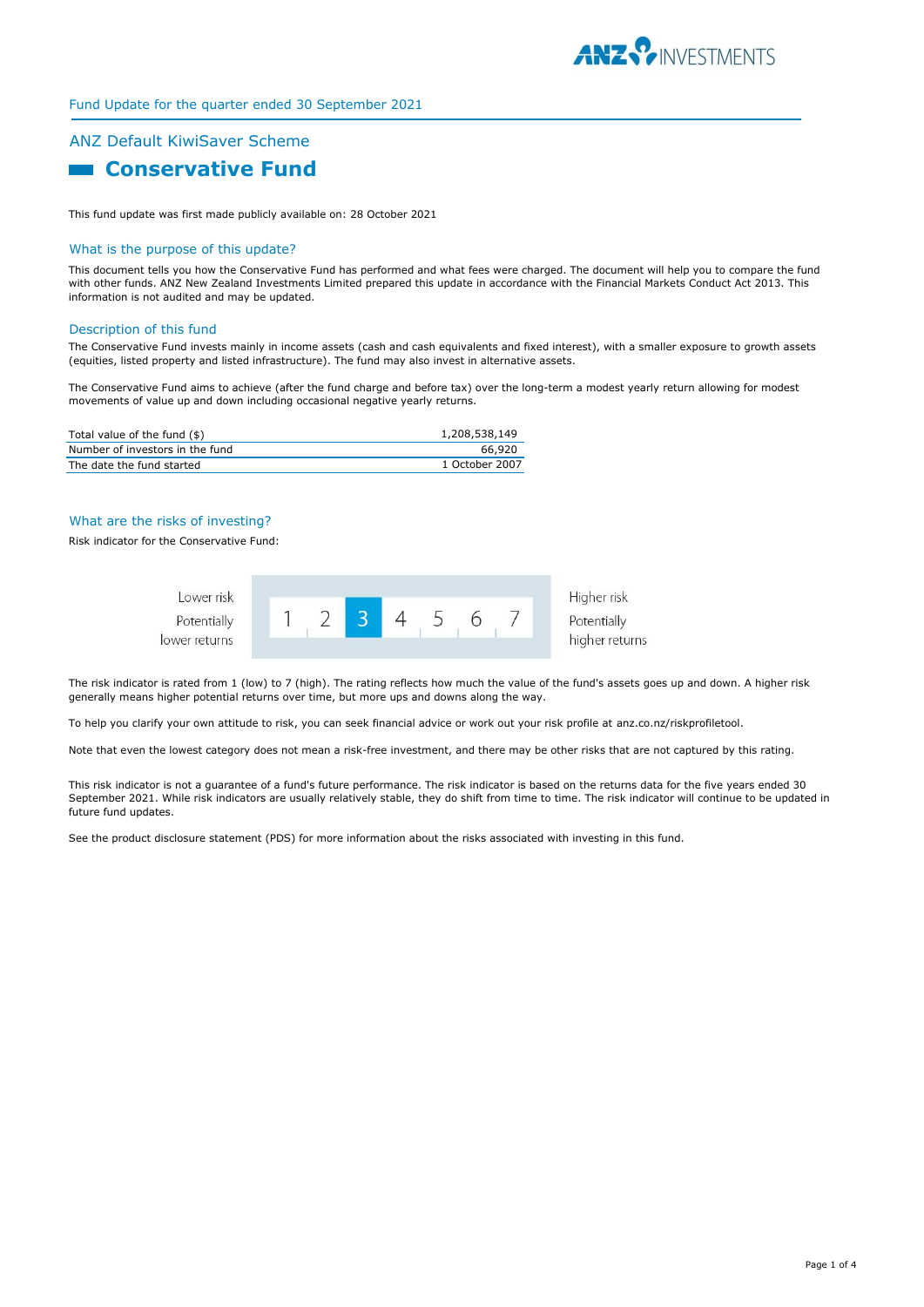Fund Update for the quarter ended 30 September 2021

## ANZ Default KiwiSaver Scheme

# Conservative Fund

This fund update was first made publicly available on: 28 October 2021

### What is the purpose of this update?

This document tells you how the Conservative Fund has performed and what fees were charged. The document will help you to compare the fund with other funds. ANZ New Zealand Investments Limited prepared this update in accordance with the Financial Markets Conduct Act 2013. This information is not audited and may be updated.

### Description of this fund

The Conservative Fund invests mainly in income assets (cash and cash equivalents and fixed interest), with a smaller exposure to growth assets (equities, listed property and listed infrastructure). The fund may also invest in alternative assets.

The Conservative Fund aims to achieve (after the fund charge and before tax) over the long-term a modest yearly return allowing for modest movements of value up and down including occasional negative yearly returns.

| | |
|---|---|
| Total value of the fund ($) | 1,208,538,149 |
| Number of investors in the fund | 66,920 |
| The date the fund started | 1 October 2007 |

### What are the risks of investing?

Risk indicator for the Conservative Fund:

| Lower risk<br>Potentially lower returns | 1 | 2 | **3** | 4 | 5 | 6 | 7 | Higher risk<br>Potentially higher returns |
|---|---|---|---|---|---|---|---|---|

The risk indicator is rated from 1 (low) to 7 (high). The rating reflects how much the value of the fund's assets goes up and down. A higher risk generally means higher potential returns over time, but more ups and downs along the way.

To help you clarify your own attitude to risk, you can seek financial advice or work out your risk profile at anz.co.nz/riskprofiletool.

Note that even the lowest category does not mean a risk-free investment, and there may be other risks that are not captured by this rating.

This risk indicator is not a guarantee of a fund's future performance. The risk indicator is based on the returns data for the five years ended 30 September 2021. While risk indicators are usually relatively stable, they do shift from time to time. The risk indicator will continue to be updated in future fund updates.

See the product disclosure statement (PDS) for more information about the risks associated with investing in this fund.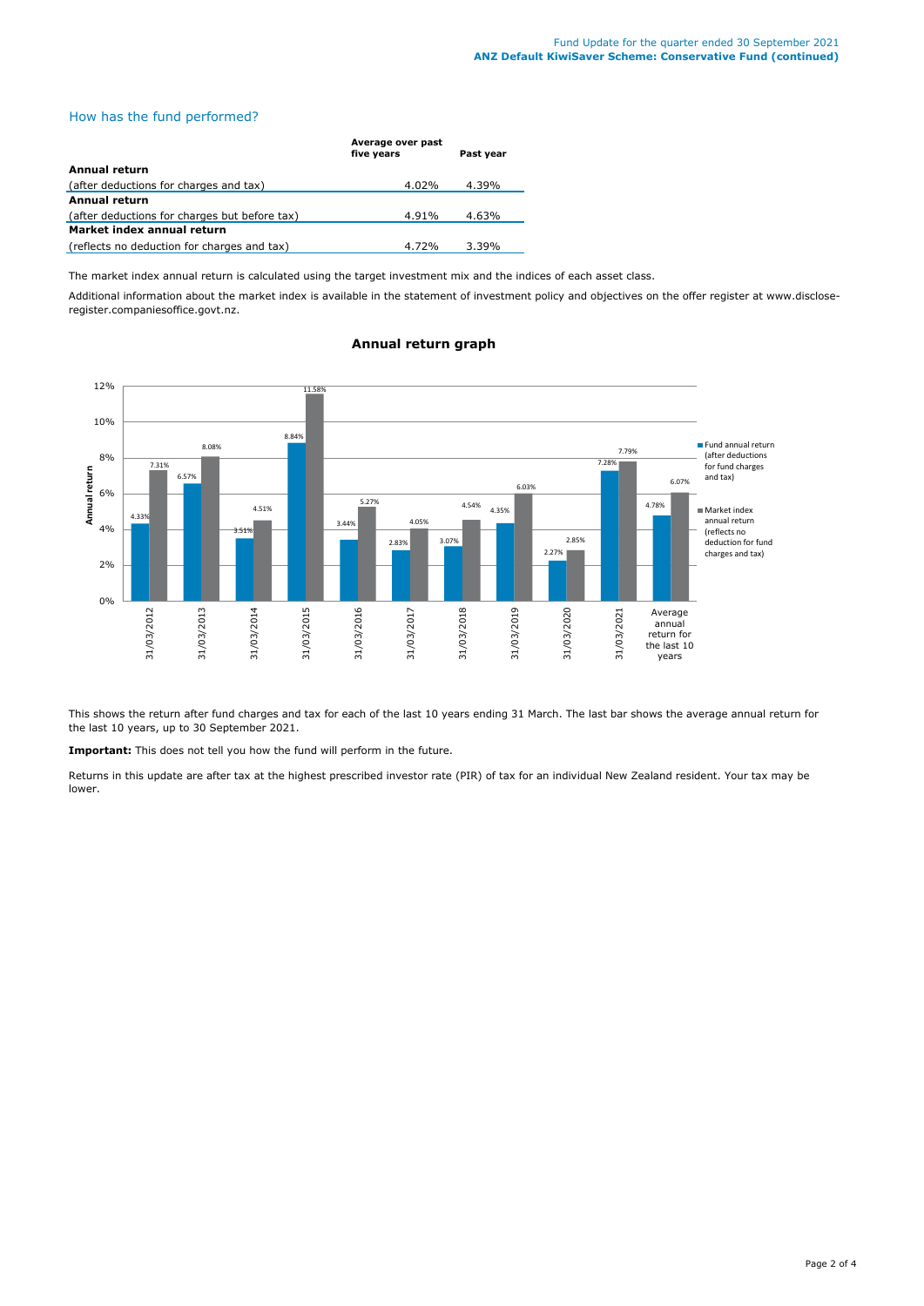## How has the fund performed?

| | Average over past five years | Past year |
|---|---|---|
| **Annual return** | | |
| (after deductions for charges and tax) | 4.02% | 4.39% |
| **Annual return** | | |
| (after deductions for charges but before tax) | 4.91% | 4.63% |
| **Market index annual return** | | |
| (reflects no deduction for charges and tax) | 4.72% | 3.39% |

The market index annual return is calculated using the target investment mix and the indices of each asset class.

Additional information about the market index is available in the statement of investment policy and objectives on the offer register at www.disclose-register.companiesoffice.govt.nz.

### Annual return graph

| | Fund annual return (after deductions for fund charges and tax) | Market index annual return (reflects no deduction for fund charges and tax) |
|---|---|---|
| 31/03/2012 | 4.33% | 7.31% |
| 31/03/2013 | 6.57% | 8.08% |
| 31/03/2014 | 3.51% | 4.51% |
| 31/03/2015 | 8.84% | 11.58% |
| 31/03/2016 | 3.44% | 5.27% |
| 31/03/2017 | 2.83% | 4.05% |
| 31/03/2018 | 3.07% | 4.54% |
| 31/03/2019 | 4.35% | 6.03% |
| 31/03/2020 | 2.27% | 2.85% |
| 31/03/2021 | 7.28% | 7.79% |
| Average annual return for the last 10 years | 4.78% | 6.07% |

This shows the return after fund charges and tax for each of the last 10 years ending 31 March. The last bar shows the average annual return for the last 10 years, up to 30 September 2021.

**Important:** This does not tell you how the fund will perform in the future.

Returns in this update are after tax at the highest prescribed investor rate (PIR) of tax for an individual New Zealand resident. Your tax may be lower.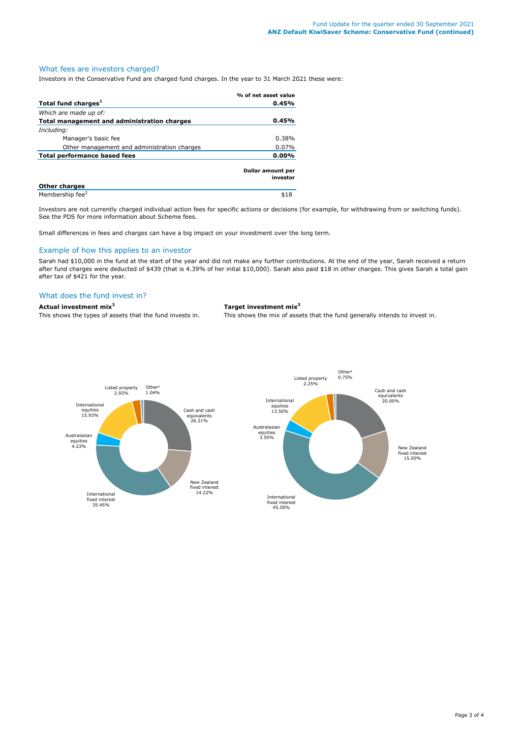## What fees are investors charged?

Investors in the Conservative Fund are charged fund charges. In the year to 31 March 2021 these were:

| | % of net asset value |
|---|---|
| **Total fund charges**[1] | **0.45%** |
| *Which are made up of:* | |
| **Total management and administration charges** | **0.45%** |
| *Including:* | |
| Manager's basic fee | 0.38% |
| Other management and administration charges | 0.07% |
| **Total performance based fees** | **0.00%** |

| | Dollar amount per investor |
|---|---|
| **Other charges** | |
| Membership fee[2] | $18 |

Investors are not currently charged individual action fees for specific actions or decisions (for example, for withdrawing from or switching funds). See the PDS for more information about Scheme fees.

Small differences in fees and charges can have a big impact on your investment over the long term.

## Example of how this applies to an investor

Sarah had $10,000 in the fund at the start of the year and did not make any further contributions. At the end of the year, Sarah received a return after fund charges were deducted of $439 (that is 4.39% of her inital $10,000). Sarah also paid $18 in other charges. This gives Sarah a total gain after tax of $421 for the year.

## What does the fund invest in?

**Actual investment mix**[3]

This shows the types of assets that the fund invests in.

| Asset | % |
|---|---|
| Cash and cash equivalents | 26.21% |
| New Zealand fixed interest | 14.22% |
| International fixed interest | 35.45% |
| Australasian equities | 4.23% |
| International equities | 15.93% |
| Listed property | 2.92% |
| Other[4] | 1.04% |

**Target investment mix**[3]

This shows the mix of assets that the fund generally intends to invest in.

| Asset | % |
|---|---|
| Cash and cash equivalents | 20.00% |
| New Zealand fixed interest | 15.00% |
| International fixed interest | 45.00% |
| Australasian equities | 3.50% |
| International equities | 13.50% |
| Listed property | 2.25% |
| Other[4] | 0.75% |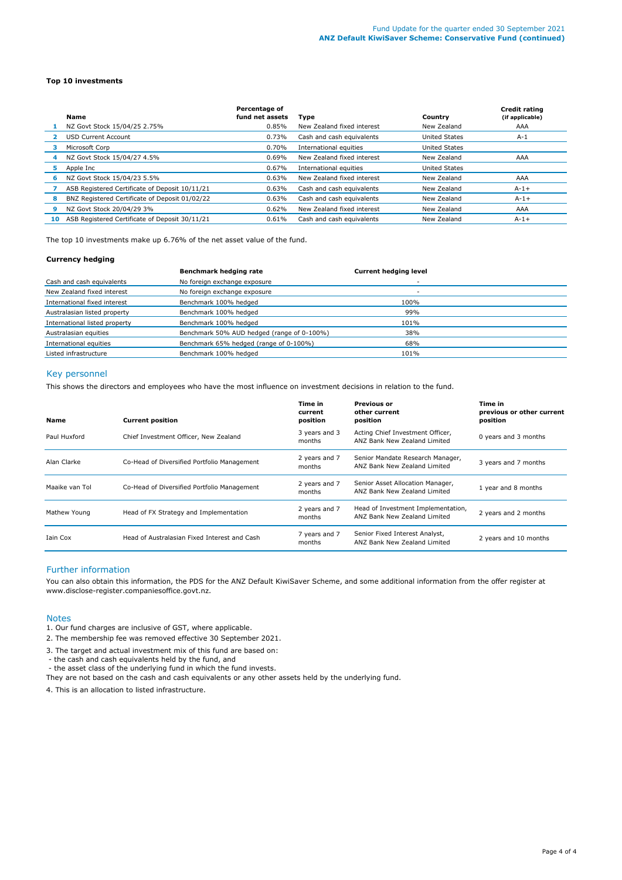### Top 10 investments

| | Name | Percentage of fund net assets | Type | Country | Credit rating (if applicable) |
|---|---|---|---|---|---|
| 1 | NZ Govt Stock 15/04/25 2.75% | 0.85% | New Zealand fixed interest | New Zealand | AAA |
| 2 | USD Current Account | 0.73% | Cash and cash equivalents | United States | A-1 |
| 3 | Microsoft Corp | 0.70% | International equities | United States | |
| 4 | NZ Govt Stock 15/04/27 4.5% | 0.69% | New Zealand fixed interest | New Zealand | AAA |
| 5 | Apple Inc | 0.67% | International equities | United States | |
| 6 | NZ Govt Stock 15/04/23 5.5% | 0.63% | New Zealand fixed interest | New Zealand | AAA |
| 7 | ASB Registered Certificate of Deposit 10/11/21 | 0.63% | Cash and cash equivalents | New Zealand | A-1+ |
| 8 | BNZ Registered Certificate of Deposit 01/02/22 | 0.63% | Cash and cash equivalents | New Zealand | A-1+ |
| 9 | NZ Govt Stock 20/04/29 3% | 0.62% | New Zealand fixed interest | New Zealand | AAA |
| 10 | ASB Registered Certificate of Deposit 30/11/21 | 0.61% | Cash and cash equivalents | New Zealand | A-1+ |

The top 10 investments make up 6.76% of the net asset value of the fund.

### Currency hedging

| | Benchmark hedging rate | Current hedging level |
|---|---|---|
| Cash and cash equivalents | No foreign exchange exposure | - |
| New Zealand fixed interest | No foreign exchange exposure | - |
| International fixed interest | Benchmark 100% hedged | 100% |
| Australasian listed property | Benchmark 100% hedged | 99% |
| International listed property | Benchmark 100% hedged | 101% |
| Australasian equities | Benchmark 50% AUD hedged (range of 0-100%) | 38% |
| International equities | Benchmark 65% hedged (range of 0-100%) | 68% |
| Listed infrastructure | Benchmark 100% hedged | 101% |

## Key personnel

This shows the directors and employees who have the most influence on investment decisions in relation to the fund.

| Name | Current position | Time in current position | Previous or other current position | Time in previous or other current position |
|---|---|---|---|---|
| Paul Huxford | Chief Investment Officer, New Zealand | 3 years and 3 months | Acting Chief Investment Officer, ANZ Bank New Zealand Limited | 0 years and 3 months |
| Alan Clarke | Co-Head of Diversified Portfolio Management | 2 years and 7 months | Senior Mandate Research Manager, ANZ Bank New Zealand Limited | 3 years and 7 months |
| Maaike van Tol | Co-Head of Diversified Portfolio Management | 2 years and 7 months | Senior Asset Allocation Manager, ANZ Bank New Zealand Limited | 1 year and 8 months |
| Mathew Young | Head of FX Strategy and Implementation | 2 years and 7 months | Head of Investment Implementation, ANZ Bank New Zealand Limited | 2 years and 2 months |
| Iain Cox | Head of Australasian Fixed Interest and Cash | 7 years and 7 months | Senior Fixed Interest Analyst, ANZ Bank New Zealand Limited | 2 years and 10 months |

## Further information

You can also obtain this information, the PDS for the ANZ Default KiwiSaver Scheme, and some additional information from the offer register at www.disclose-register.companiesoffice.govt.nz.

## Notes

1. Our fund charges are inclusive of GST, where applicable.
2. The membership fee was removed effective 30 September 2021.
3. The target and actual investment mix of this fund are based on:
 - the cash and cash equivalents held by the fund, and
 - the asset class of the underlying fund in which the fund invests.

They are not based on the cash and cash equivalents or any other assets held by the underlying fund.

4. This is an allocation to listed infrastructure.